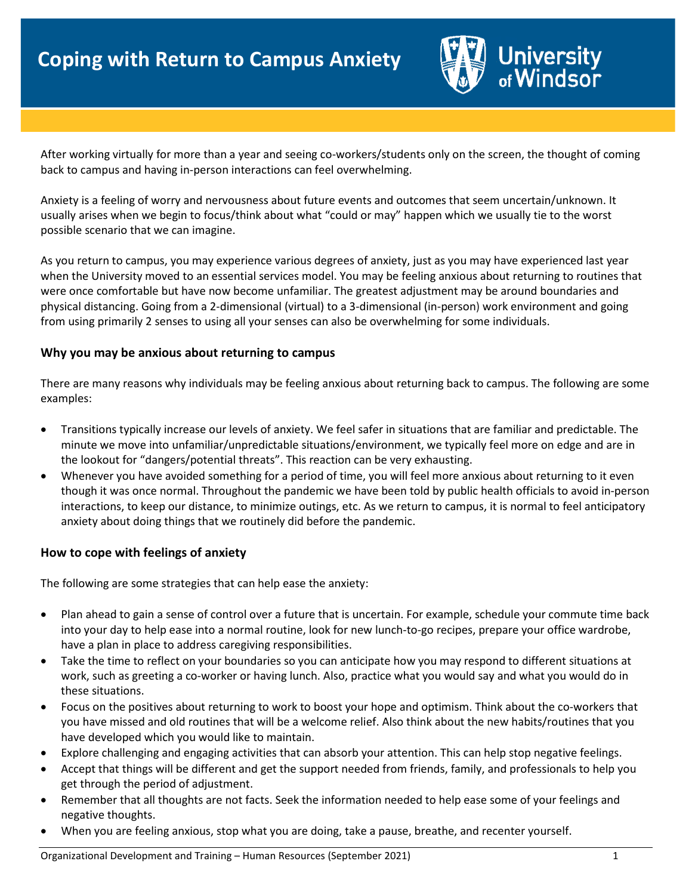# Coping with Return to Campus Anxiety

After working virtually for more than a year and seeing co-workers/students only on the screen, the thought of coming back to campus and having in-person interactions can feel overwhelming.

Anxiety is a feeling of worry and nervousness about future events and outcomes that seem uncertain/unknown. It usually arises when we begin to focus/think about what "could or may" happen which we usually tie to the worst possible scenario that we can imagine.

As you return to campus, you may experience various degrees of anxiety, just as you may have experienced last year when the University moved to an essential services model. You may be feeling anxious about returning to routines that were once comfortable but have now become unfamiliar. The greatest adjustment may be around boundaries and physical distancing. Going from a 2-dimensional (virtual) to a 3-dimensional (in-person) work environment and going from using primarily 2 senses to using all your senses can also be overwhelming for some individuals.

### Why you may be anxious about returning to campus

There are many reasons why individuals may be feeling anxious about returning back to campus. The following are some examples:

- Transitions typically increase our levels of anxiety. We feel safer in situations that are familiar and predictable. The minute we move into unfamiliar/unpredictable situations/environment, we typically feel more on edge and are in the lookout for "dangers/potential threats". This reaction can be very exhausting.
- Whenever you have avoided something for a period of time, you will feel more anxious about returning to it even though it was once normal. Throughout the pandemic we have been told by public health officials to avoid in-person interactions, to keep our distance, to minimize outings, etc. As we return to campus, it is normal to feel anticipatory anxiety about doing things that we routinely did before the pandemic.

### How to cope with feelings of anxiety

The following are some strategies that can help ease the anxiety:

- Plan ahead to gain a sense of control over a future that is uncertain. For example, schedule your commute time back into your day to help ease into a normal routine, look for new lunch-to-go recipes, prepare your office wardrobe, have a plan in place to address caregiving responsibilities.
- Take the time to reflect on your boundaries so you can anticipate how you may respond to different situations at work, such as greeting a co-worker or having lunch. Also, practice what you would say and what you would do in these situations.
- Focus on the positives about returning to work to boost your hope and optimism. Think about the co-workers that you have missed and old routines that will be a welcome relief. Also think about the new habits/routines that you have developed which you would like to maintain.
- Explore challenging and engaging activities that can absorb your attention. This can help stop negative feelings.
- Accept that things will be different and get the support needed from friends, family, and professionals to help you get through the period of adjustment.
- Remember that all thoughts are not facts. Seek the information needed to help ease some of your feelings and negative thoughts.
- When you are feeling anxious, stop what you are doing, take a pause, breathe, and recenter yourself.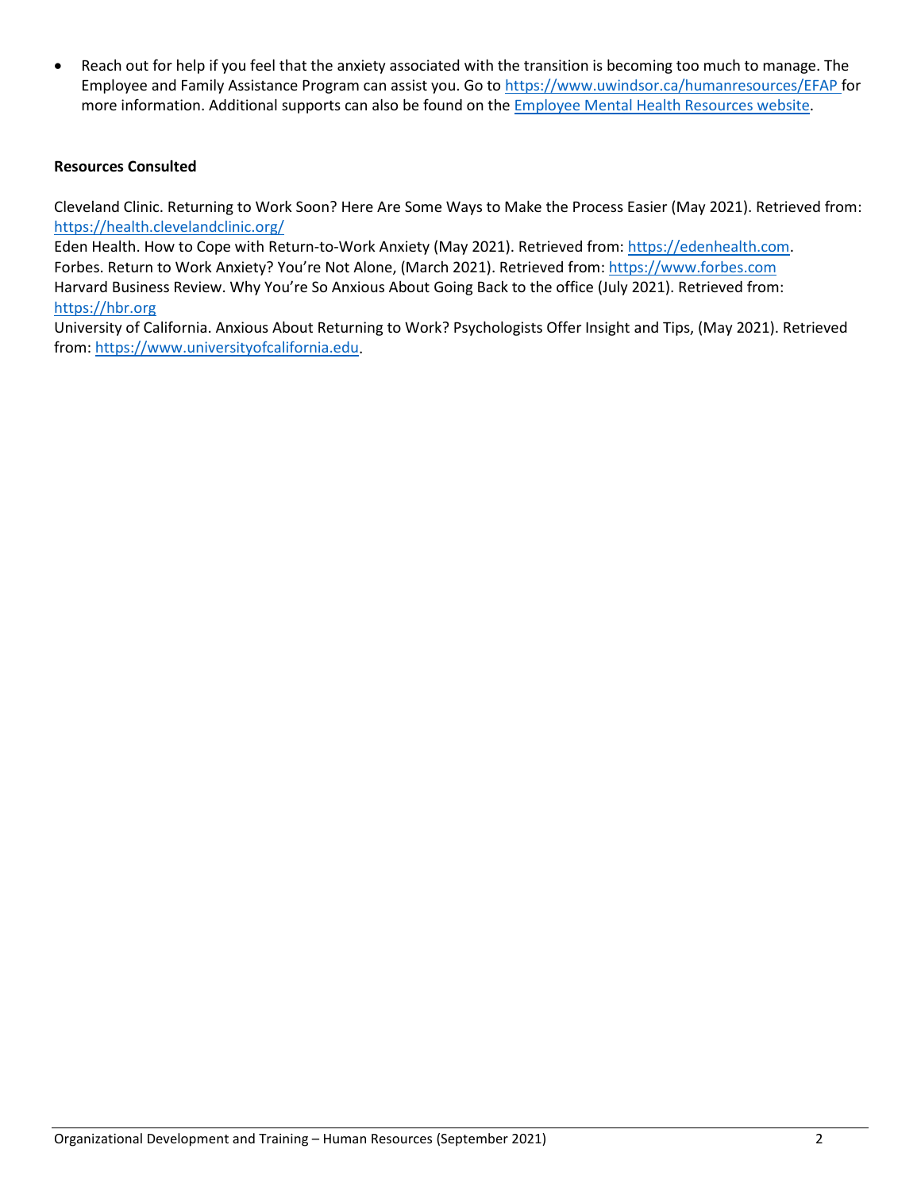- Reach out for help if you feel that the anxiety associated with the transition is becoming too much to manage. The Employee and Family Assistance Program can assist you. Go to https://www.uwindsor.ca/humanresources/EFAP for more information. Additional supports can also be found on the Employee Mental Health Resources website.

**Resources Consulted**

Cleveland Clinic. Returning to Work Soon? Here Are Some Ways to Make the Process Easier (May 2021). Retrieved from: https://health.clevelandclinic.org/
Eden Health. How to Cope with Return-to-Work Anxiety (May 2021). Retrieved from: https://edenhealth.com.
Forbes. Return to Work Anxiety? You're Not Alone, (March 2021). Retrieved from: https://www.forbes.com
Harvard Business Review. Why You're So Anxious About Going Back to the office (July 2021). Retrieved from: https://hbr.org
University of California. Anxious About Returning to Work? Psychologists Offer Insight and Tips, (May 2021). Retrieved from: https://www.universityofcalifornia.edu.